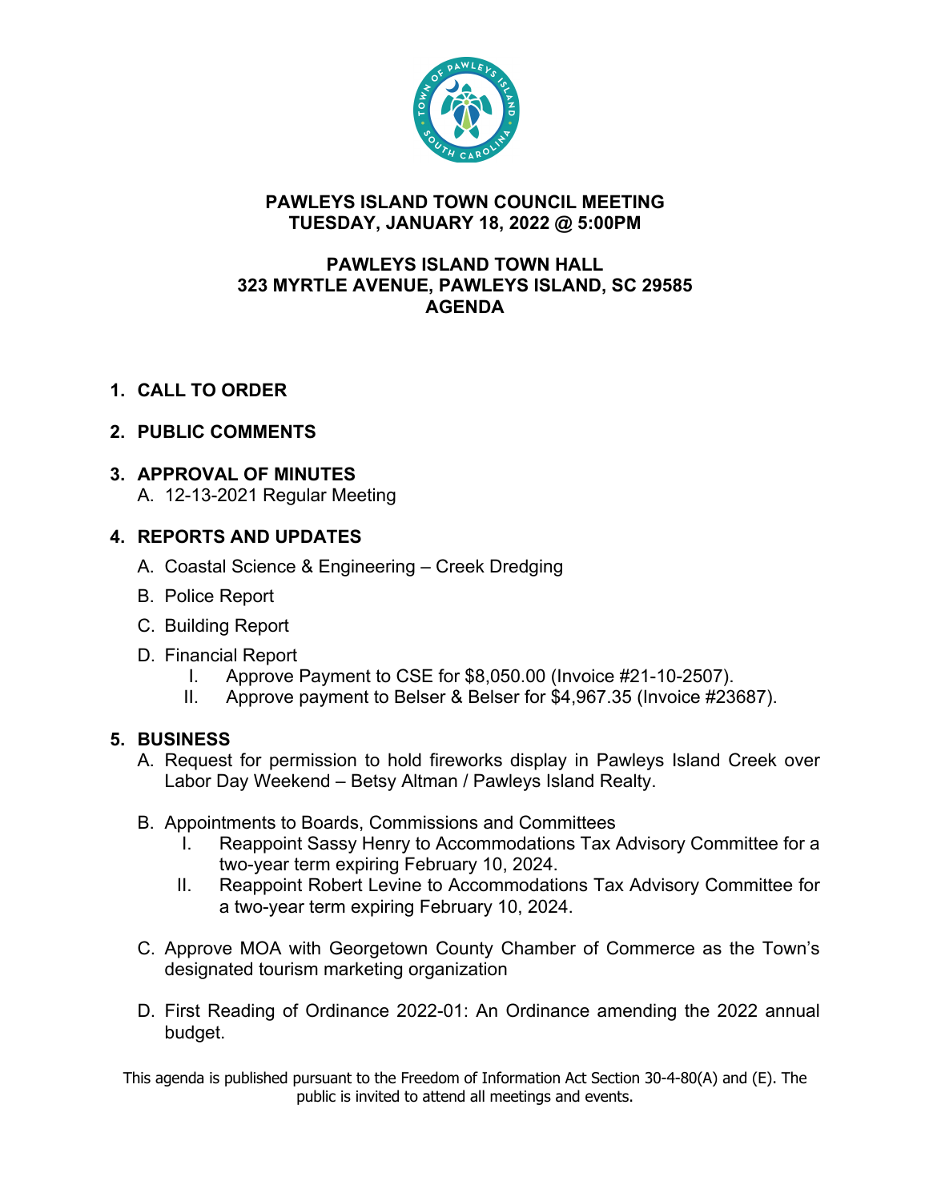# PAWLEYS ISLAND TOWN COUNCIL MEETING
## TUESDAY, JANUARY 18, 2022 @ 5:00PM

**PAWLEYS ISLAND TOWN HALL**
**323 MYRTLE AVENUE, PAWLEYS ISLAND, SC 29585**
**AGENDA**

1. **CALL TO ORDER**

2. **PUBLIC COMMENTS**

3. **APPROVAL OF MINUTES**
   A. 12-13-2021 Regular Meeting

4. **REPORTS AND UPDATES**
   A. Coastal Science & Engineering – Creek Dredging
   B. Police Report
   C. Building Report
   D. Financial Report
      I. Approve Payment to CSE for $8,050.00 (Invoice #21-10-2507).
      II. Approve payment to Belser & Belser for $4,967.35 (Invoice #23687).

5. **BUSINESS**
   A. Request for permission to hold fireworks display in Pawleys Island Creek over Labor Day Weekend – Betsy Altman / Pawleys Island Realty.

   B. Appointments to Boards, Commissions and Committees
      I. Reappoint Sassy Henry to Accommodations Tax Advisory Committee for a two-year term expiring February 10, 2024.
      II. Reappoint Robert Levine to Accommodations Tax Advisory Committee for a two-year term expiring February 10, 2024.

   C. Approve MOA with Georgetown County Chamber of Commerce as the Town's designated tourism marketing organization

   D. First Reading of Ordinance 2022-01: An Ordinance amending the 2022 annual budget.

This agenda is published pursuant to the Freedom of Information Act Section 30-4-80(A) and (E). The public is invited to attend all meetings and events.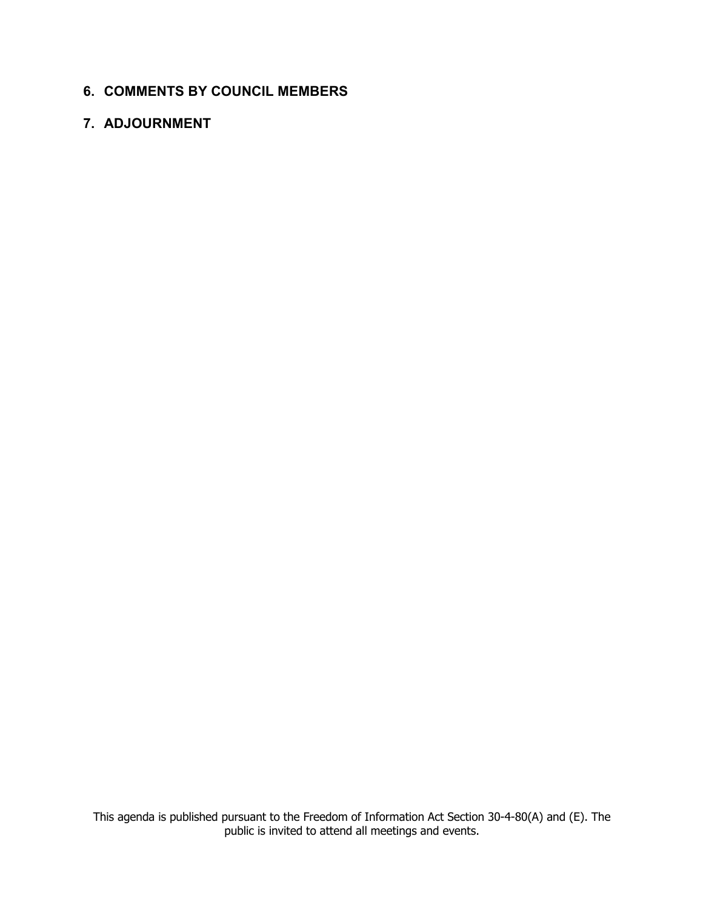6. **COMMENTS BY COUNCIL MEMBERS**

7. **ADJOURNMENT**

This agenda is published pursuant to the Freedom of Information Act Section 30-4-80(A) and (E). The public is invited to attend all meetings and events.